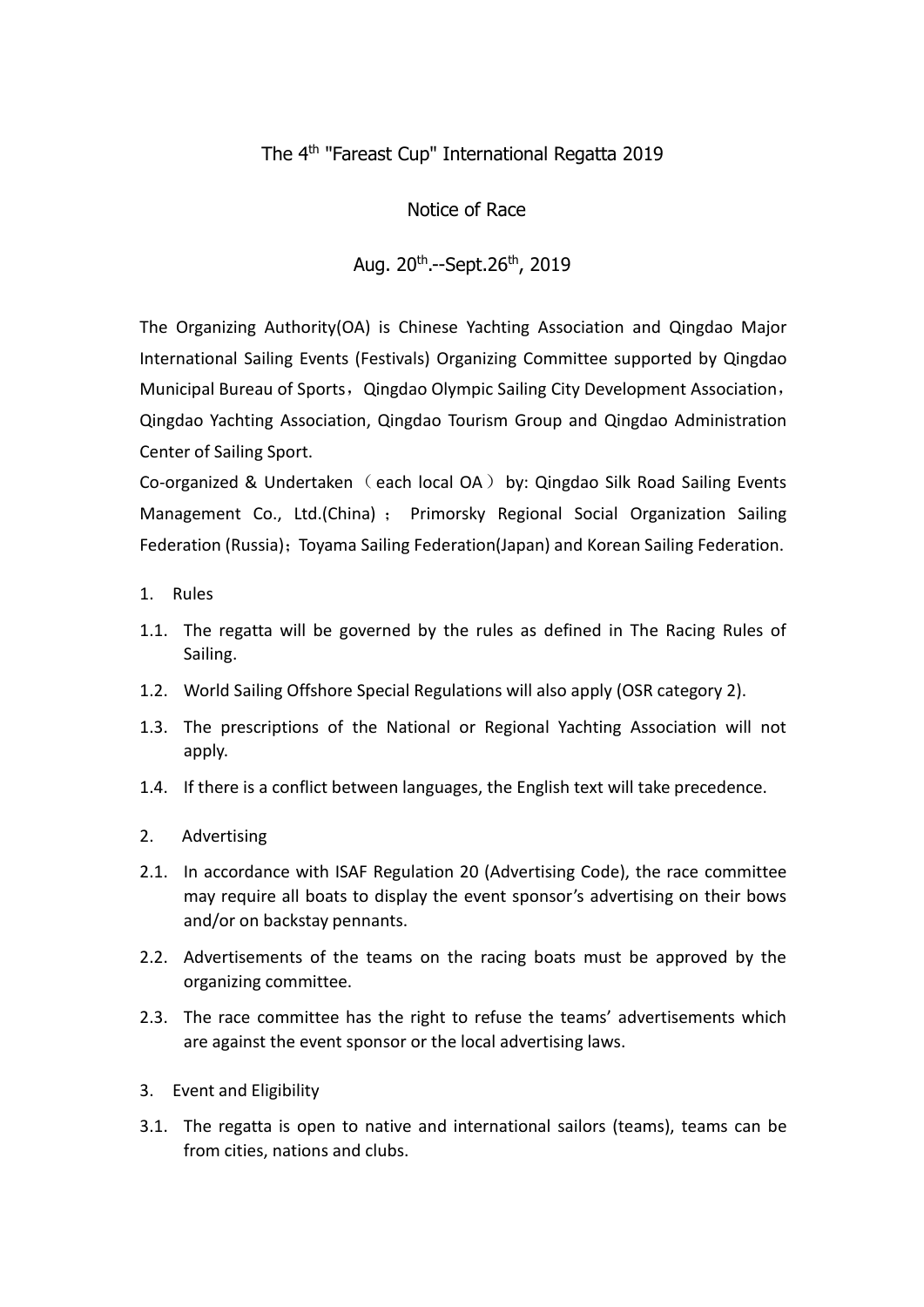# The 4th "Fareast Cup" International Regatta 2019

## Notice of Race

## Aug. 20th.--Sept.26th, 2019

The Organizing Authority(OA) is Chinese Yachting Association and Qingdao Major International Sailing Events (Festivals) Organizing Committee supported by Qingdao Municipal Bureau of Sports，Qingdao Olympic Sailing City Development Association，Qingdao Yachting Association, Qingdao Tourism Group and Qingdao Administration Center of Sailing Sport.

Co-organized & Undertaken（each local OA）by: Qingdao Silk Road Sailing Events Management Co., Ltd.(China)； Primorsky Regional Social Organization Sailing Federation (Russia)；Toyama Sailing Federation(Japan) and Korean Sailing Federation.

1. Rules

1.1. The regatta will be governed by the rules as defined in The Racing Rules of Sailing.

1.2. World Sailing Offshore Special Regulations will also apply (OSR category 2).

1.3. The prescriptions of the National or Regional Yachting Association will not apply.

1.4. If there is a conflict between languages, the English text will take precedence.

2. Advertising

2.1. In accordance with ISAF Regulation 20 (Advertising Code), the race committee may require all boats to display the event sponsor's advertising on their bows and/or on backstay pennants.

2.2. Advertisements of the teams on the racing boats must be approved by the organizing committee.

2.3. The race committee has the right to refuse the teams' advertisements which are against the event sponsor or the local advertising laws.

3. Event and Eligibility

3.1. The regatta is open to native and international sailors (teams), teams can be from cities, nations and clubs.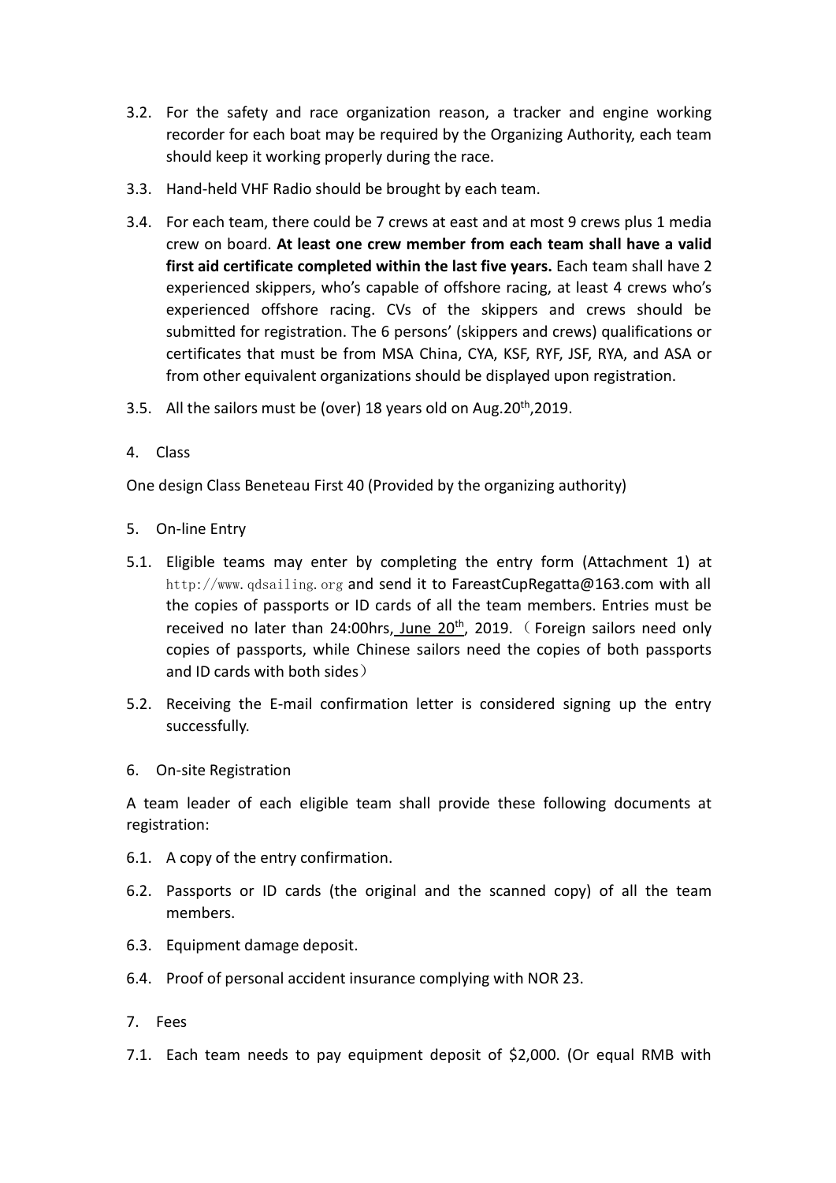3.2. For the safety and race organization reason, a tracker and engine working recorder for each boat may be required by the Organizing Authority, each team should keep it working properly during the race.

3.3. Hand-held VHF Radio should be brought by each team.

3.4. For each team, there could be 7 crews at east and at most 9 crews plus 1 media crew on board. **At least one crew member from each team shall have a valid first aid certificate completed within the last five years.** Each team shall have 2 experienced skippers, who's capable of offshore racing, at least 4 crews who's experienced offshore racing. CVs of the skippers and crews should be submitted for registration. The 6 persons' (skippers and crews) qualifications or certificates that must be from MSA China, CYA, KSF, RYF, JSF, RYA, and ASA or from other equivalent organizations should be displayed upon registration.

3.5. All the sailors must be (over) 18 years old on Aug.20th,2019.

4. Class

One design Class Beneteau First 40 (Provided by the organizing authority)

5. On-line Entry

5.1. Eligible teams may enter by completing the entry form (Attachment 1) at http://www.qdsailing.org and send it to FareastCupRegatta@163.com with all the copies of passports or ID cards of all the team members. Entries must be received no later than 24:00hrs, June 20th, 2019. （Foreign sailors need only copies of passports, while Chinese sailors need the copies of both passports and ID cards with both sides）

5.2. Receiving the E-mail confirmation letter is considered signing up the entry successfully.

6. On-site Registration

A team leader of each eligible team shall provide these following documents at registration:

6.1. A copy of the entry confirmation.

6.2. Passports or ID cards (the original and the scanned copy) of all the team members.

6.3. Equipment damage deposit.

6.4. Proof of personal accident insurance complying with NOR 23.

7. Fees

7.1. Each team needs to pay equipment deposit of $2,000. (Or equal RMB with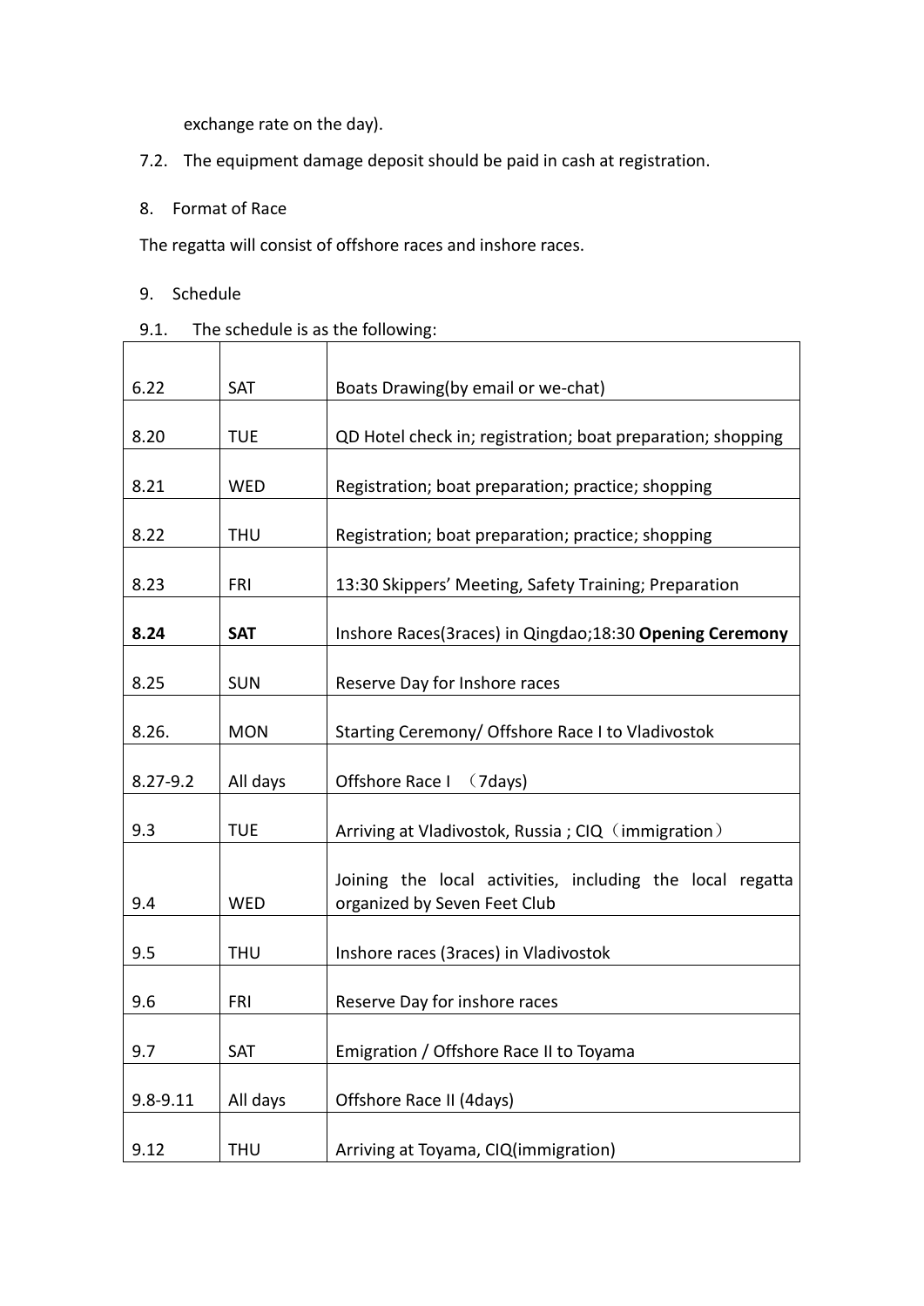exchange rate on the day).

7.2. The equipment damage deposit should be paid in cash at registration.

8. Format of Race

The regatta will consist of offshore races and inshore races.

9. Schedule

9.1. The schedule is as the following:

| | | |
|---|---|---|
| 6.22 | SAT | Boats Drawing(by email or we-chat) |
| 8.20 | TUE | QD Hotel check in; registration; boat preparation; shopping |
| 8.21 | WED | Registration; boat preparation; practice; shopping |
| 8.22 | THU | Registration; boat preparation; practice; shopping |
| 8.23 | FRI | 13:30 Skippers' Meeting, Safety Training; Preparation |
| **8.24** | **SAT** | Inshore Races(3races) in Qingdao;18:30 **Opening Ceremony** |
| 8.25 | SUN | Reserve Day for Inshore races |
| 8.26. | MON | Starting Ceremony/ Offshore Race I to Vladivostok |
| 8.27-9.2 | All days | Offshore Race I （7days) |
| 9.3 | TUE | Arriving at Vladivostok, Russia ; CIQ（immigration） |
| 9.4 | WED | Joining the local activities, including the local regatta organized by Seven Feet Club |
| 9.5 | THU | Inshore races (3races) in Vladivostok |
| 9.6 | FRI | Reserve Day for inshore races |
| 9.7 | SAT | Emigration / Offshore Race II to Toyama |
| 9.8-9.11 | All days | Offshore Race II (4days) |
| 9.12 | THU | Arriving at Toyama, CIQ(immigration) |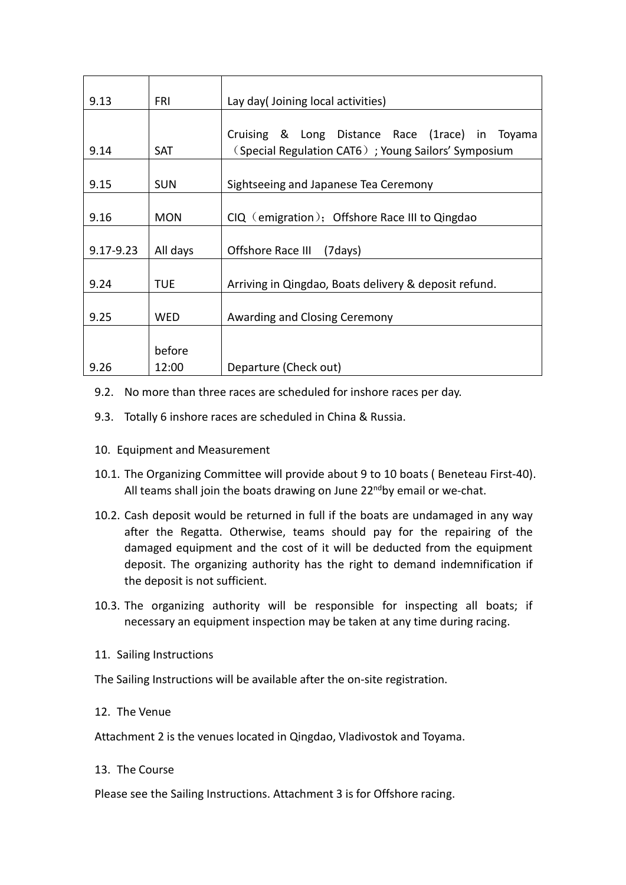| 9.13 | FRI | Lay day( Joining local activities) |
|---|---|---|
| 9.14 | SAT | Cruising & Long Distance Race (1race) in Toyama（Special Regulation CAT6）; Young Sailors' Symposium |
| 9.15 | SUN | Sightseeing and Japanese Tea Ceremony |
| 9.16 | MON | CIQ（emigration）; Offshore Race III to Qingdao |
| 9.17-9.23 | All days | Offshore Race III (7days) |
| 9.24 | TUE | Arriving in Qingdao, Boats delivery & deposit refund. |
| 9.25 | WED | Awarding and Closing Ceremony |
| 9.26 | before 12:00 | Departure (Check out) |

9.2. No more than three races are scheduled for inshore races per day.

9.3. Totally 6 inshore races are scheduled in China & Russia.

10. Equipment and Measurement

10.1. The Organizing Committee will provide about 9 to 10 boats ( Beneteau First-40). All teams shall join the boats drawing on June 22nd by email or we-chat.

10.2. Cash deposit would be returned in full if the boats are undamaged in any way after the Regatta. Otherwise, teams should pay for the repairing of the damaged equipment and the cost of it will be deducted from the equipment deposit. The organizing authority has the right to demand indemnification if the deposit is not sufficient.

10.3. The organizing authority will be responsible for inspecting all boats; if necessary an equipment inspection may be taken at any time during racing.

11. Sailing Instructions

The Sailing Instructions will be available after the on-site registration.

12. The Venue

Attachment 2 is the venues located in Qingdao, Vladivostok and Toyama.

13. The Course

Please see the Sailing Instructions. Attachment 3 is for Offshore racing.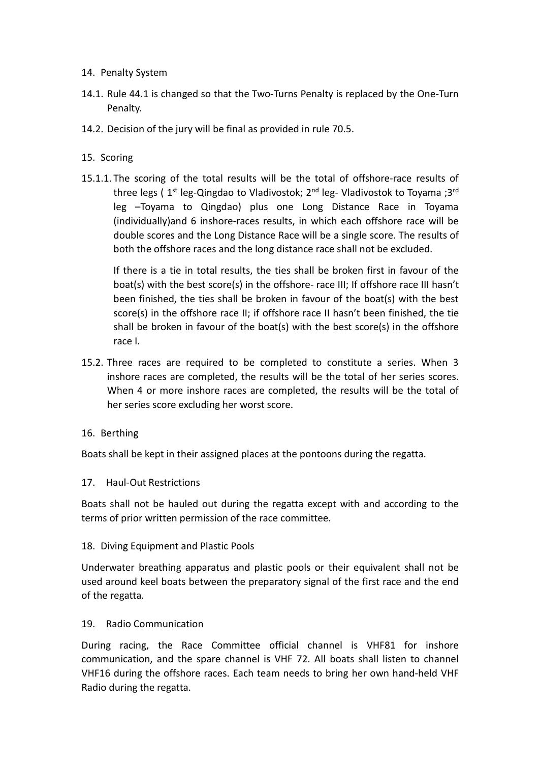## 14. Penalty System

14.1. Rule 44.1 is changed so that the Two-Turns Penalty is replaced by the One-Turn Penalty.

14.2. Decision of the jury will be final as provided in rule 70.5.

## 15. Scoring

15.1.1. The scoring of the total results will be the total of offshore-race results of three legs ( 1st leg-Qingdao to Vladivostok; 2nd leg- Vladivostok to Toyama ;3rd leg –Toyama to Qingdao) plus one Long Distance Race in Toyama (individually)and 6 inshore-races results, in which each offshore race will be double scores and the Long Distance Race will be a single score. The results of both the offshore races and the long distance race shall not be excluded.

If there is a tie in total results, the ties shall be broken first in favour of the boat(s) with the best score(s) in the offshore- race III; If offshore race III hasn't been finished, the ties shall be broken in favour of the boat(s) with the best score(s) in the offshore race II; if offshore race II hasn't been finished, the tie shall be broken in favour of the boat(s) with the best score(s) in the offshore race I.

15.2. Three races are required to be completed to constitute a series. When 3 inshore races are completed, the results will be the total of her series scores. When 4 or more inshore races are completed, the results will be the total of her series score excluding her worst score.

## 16. Berthing

Boats shall be kept in their assigned places at the pontoons during the regatta.

## 17. Haul-Out Restrictions

Boats shall not be hauled out during the regatta except with and according to the terms of prior written permission of the race committee.

## 18. Diving Equipment and Plastic Pools

Underwater breathing apparatus and plastic pools or their equivalent shall not be used around keel boats between the preparatory signal of the first race and the end of the regatta.

## 19. Radio Communication

During racing, the Race Committee official channel is VHF81 for inshore communication, and the spare channel is VHF 72. All boats shall listen to channel VHF16 during the offshore races. Each team needs to bring her own hand-held VHF Radio during the regatta.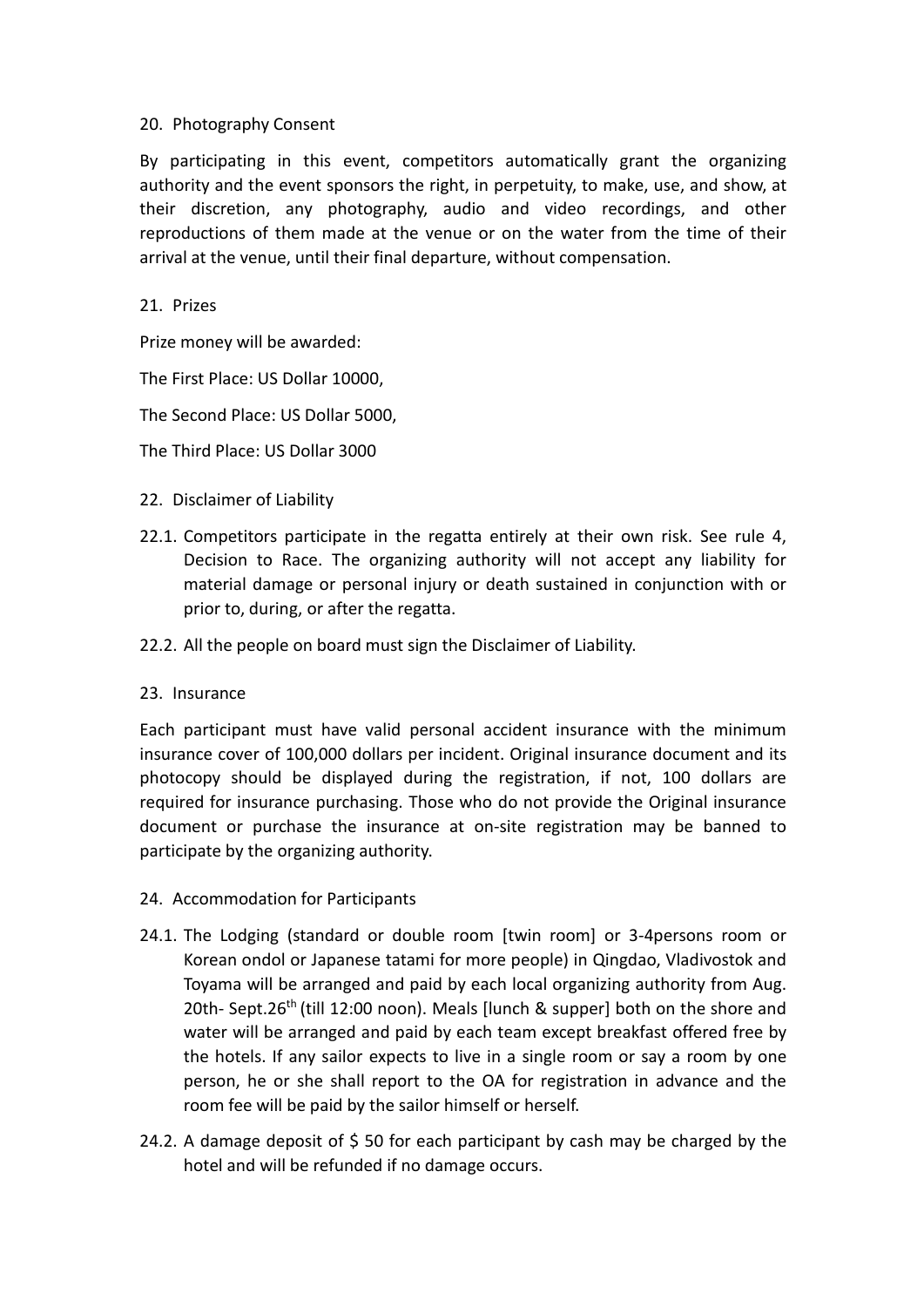## 20. Photography Consent

By participating in this event, competitors automatically grant the organizing authority and the event sponsors the right, in perpetuity, to make, use, and show, at their discretion, any photography, audio and video recordings, and other reproductions of them made at the venue or on the water from the time of their arrival at the venue, until their final departure, without compensation.

## 21. Prizes

Prize money will be awarded:

The First Place: US Dollar 10000,

The Second Place: US Dollar 5000,

The Third Place: US Dollar 3000

## 22. Disclaimer of Liability

22.1. Competitors participate in the regatta entirely at their own risk. See rule 4, Decision to Race. The organizing authority will not accept any liability for material damage or personal injury or death sustained in conjunction with or prior to, during, or after the regatta.

22.2. All the people on board must sign the Disclaimer of Liability.

## 23. Insurance

Each participant must have valid personal accident insurance with the minimum insurance cover of 100,000 dollars per incident. Original insurance document and its photocopy should be displayed during the registration, if not, 100 dollars are required for insurance purchasing. Those who do not provide the Original insurance document or purchase the insurance at on-site registration may be banned to participate by the organizing authority.

## 24. Accommodation for Participants

24.1. The Lodging (standard or double room [twin room] or 3-4persons room or Korean ondol or Japanese tatami for more people) in Qingdao, Vladivostok and Toyama will be arranged and paid by each local organizing authority from Aug. 20th- Sept.26th (till 12:00 noon). Meals [lunch & supper] both on the shore and water will be arranged and paid by each team except breakfast offered free by the hotels. If any sailor expects to live in a single room or say a room by one person, he or she shall report to the OA for registration in advance and the room fee will be paid by the sailor himself or herself.

24.2. A damage deposit of $ 50 for each participant by cash may be charged by the hotel and will be refunded if no damage occurs.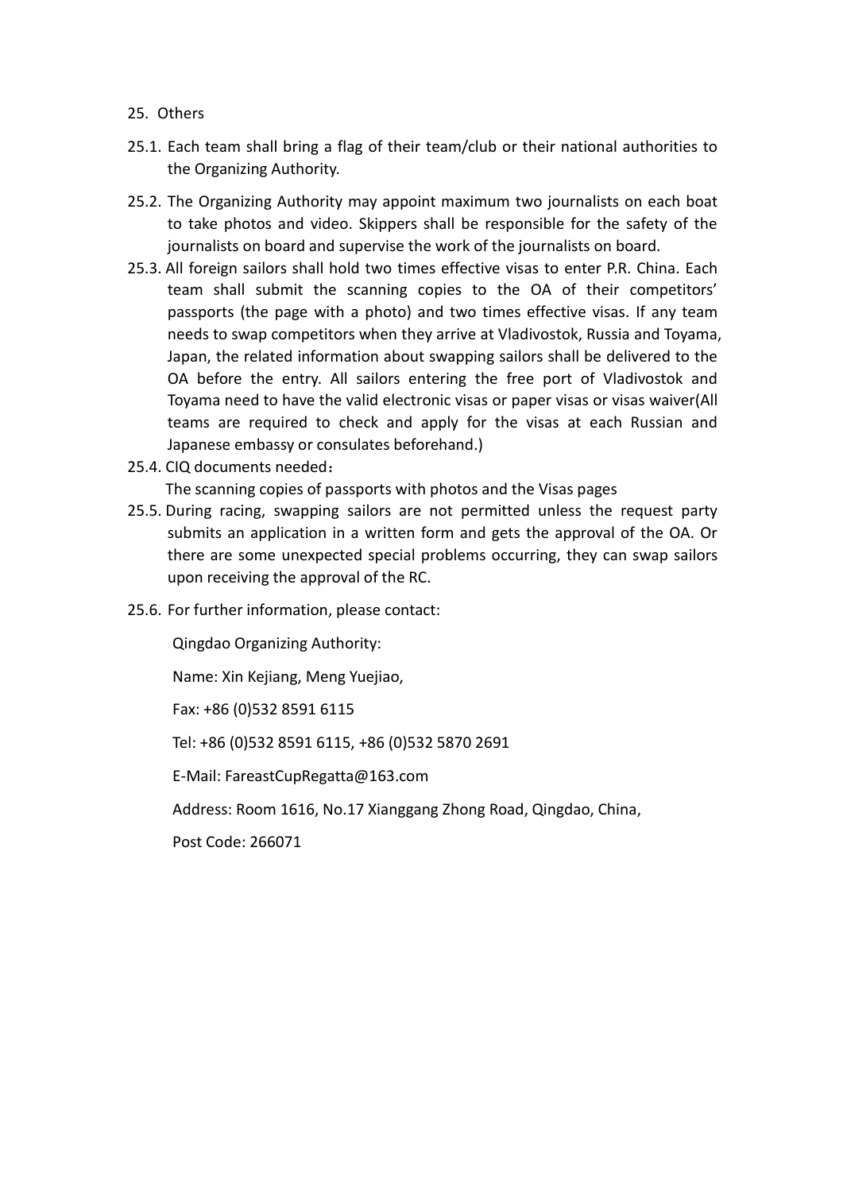## 25. Others

25.1. Each team shall bring a flag of their team/club or their national authorities to the Organizing Authority.

25.2. The Organizing Authority may appoint maximum two journalists on each boat to take photos and video. Skippers shall be responsible for the safety of the journalists on board and supervise the work of the journalists on board.

25.3. All foreign sailors shall hold two times effective visas to enter P.R. China. Each team shall submit the scanning copies to the OA of their competitors' passports (the page with a photo) and two times effective visas. If any team needs to swap competitors when they arrive at Vladivostok, Russia and Toyama, Japan, the related information about swapping sailors shall be delivered to the OA before the entry. All sailors entering the free port of Vladivostok and Toyama need to have the valid electronic visas or paper visas or visas waiver(All teams are required to check and apply for the visas at each Russian and Japanese embassy or consulates beforehand.)

25.4. CIQ documents needed：

The scanning copies of passports with photos and the Visas pages

25.5. During racing, swapping sailors are not permitted unless the request party submits an application in a written form and gets the approval of the OA. Or there are some unexpected special problems occurring, they can swap sailors upon receiving the approval of the RC.

25.6. For further information, please contact:

Qingdao Organizing Authority:

Name: Xin Kejiang, Meng Yuejiao,

Fax: +86 (0)532 8591 6115

Tel: +86 (0)532 8591 6115, +86 (0)532 5870 2691

E-Mail: FareastCupRegatta@163.com

Address: Room 1616, No.17 Xianggang Zhong Road, Qingdao, China,

Post Code: 266071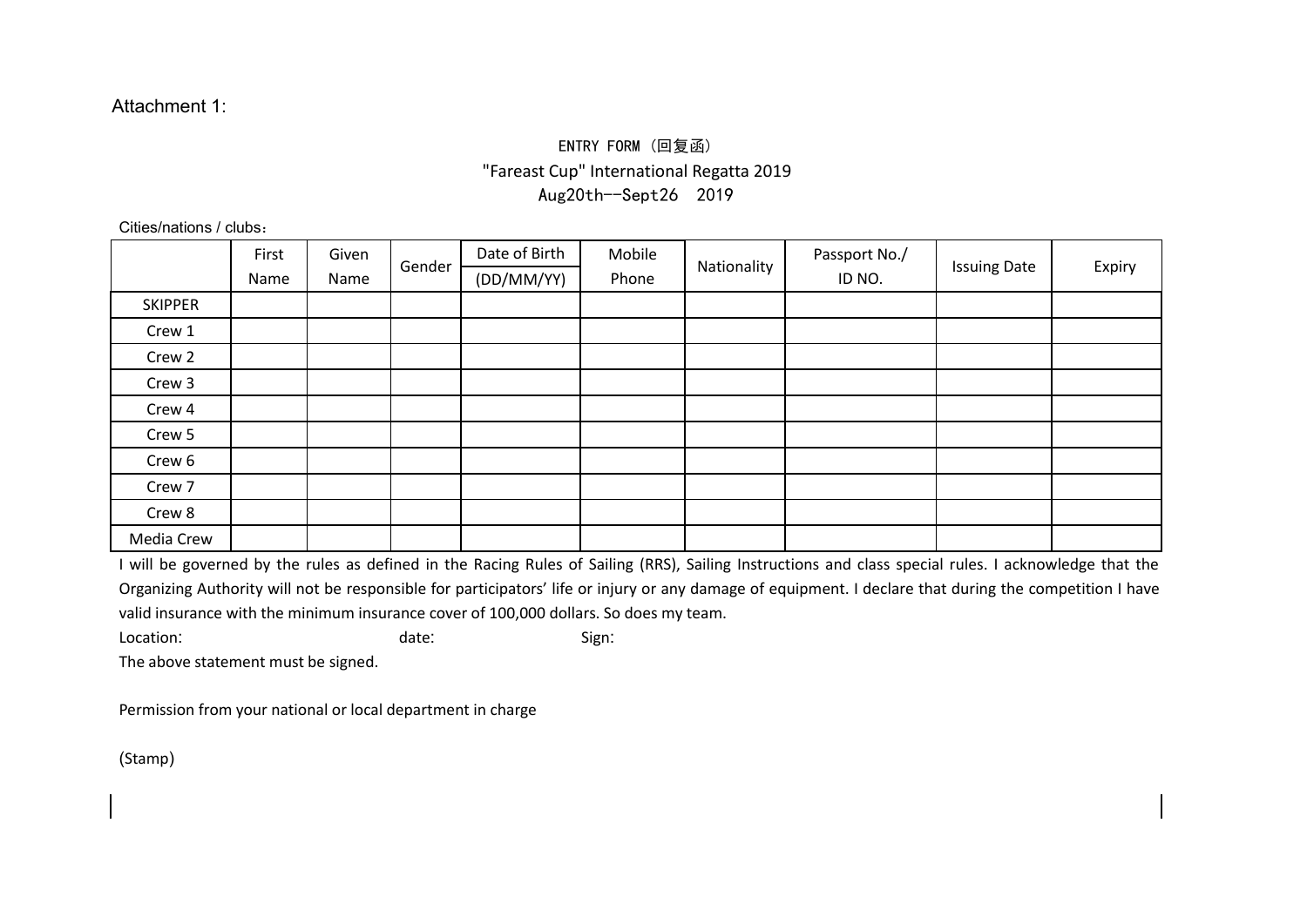Attachment 1:

ENTRY FORM（回复函）

"Fareast Cup" International Regatta 2019

Aug20th--Sept26 2019

Cities/nations / clubs：

| | First Name | Given Name | Gender | Date of Birth (DD/MM/YY) | Mobile Phone | Nationality | Passport No./ ID NO. | Issuing Date | Expiry |
|---|---|---|---|---|---|---|---|---|---|
| SKIPPER | | | | | | | | | |
| Crew 1 | | | | | | | | | |
| Crew 2 | | | | | | | | | |
| Crew 3 | | | | | | | | | |
| Crew 4 | | | | | | | | | |
| Crew 5 | | | | | | | | | |
| Crew 6 | | | | | | | | | |
| Crew 7 | | | | | | | | | |
| Crew 8 | | | | | | | | | |
| Media Crew | | | | | | | | | |

I will be governed by the rules as defined in the Racing Rules of Sailing (RRS), Sailing Instructions and class special rules. I acknowledge that the Organizing Authority will not be responsible for participators' life or injury or any damage of equipment. I declare that during the competition I have valid insurance with the minimum insurance cover of 100,000 dollars. So does my team.

Location: date: Sign:

The above statement must be signed.

Permission from your national or local department in charge

(Stamp)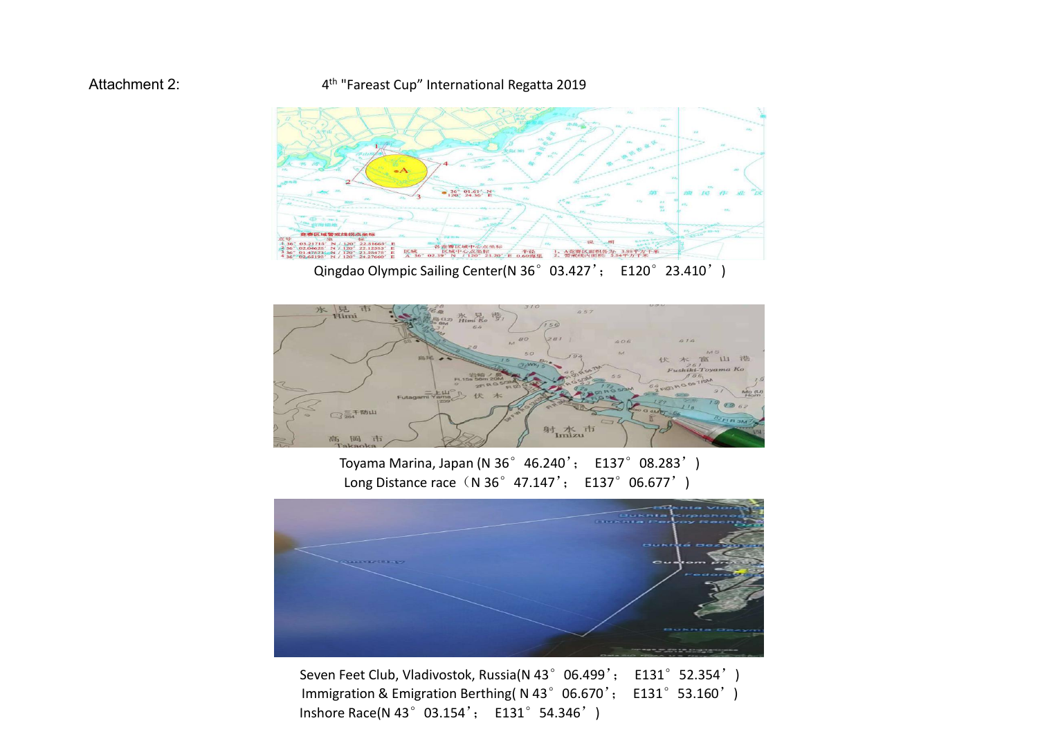Attachment 2: 4th "Fareast Cup" International Regatta 2019

Qingdao Olympic Sailing Center(N 36° 03.427'； E120° 23.410' )

Toyama Marina, Japan (N 36° 46.240'； E137° 08.283' )

Long Distance race（N 36° 47.147'； E137° 06.677' ）

Seven Feet Club, Vladivostok, Russia(N 43° 06.499'； E131° 52.354' )

Immigration & Emigration Berthing( N 43° 06.670'； E131° 53.160' )

Inshore Race(N 43° 03.154'； E131° 54.346' )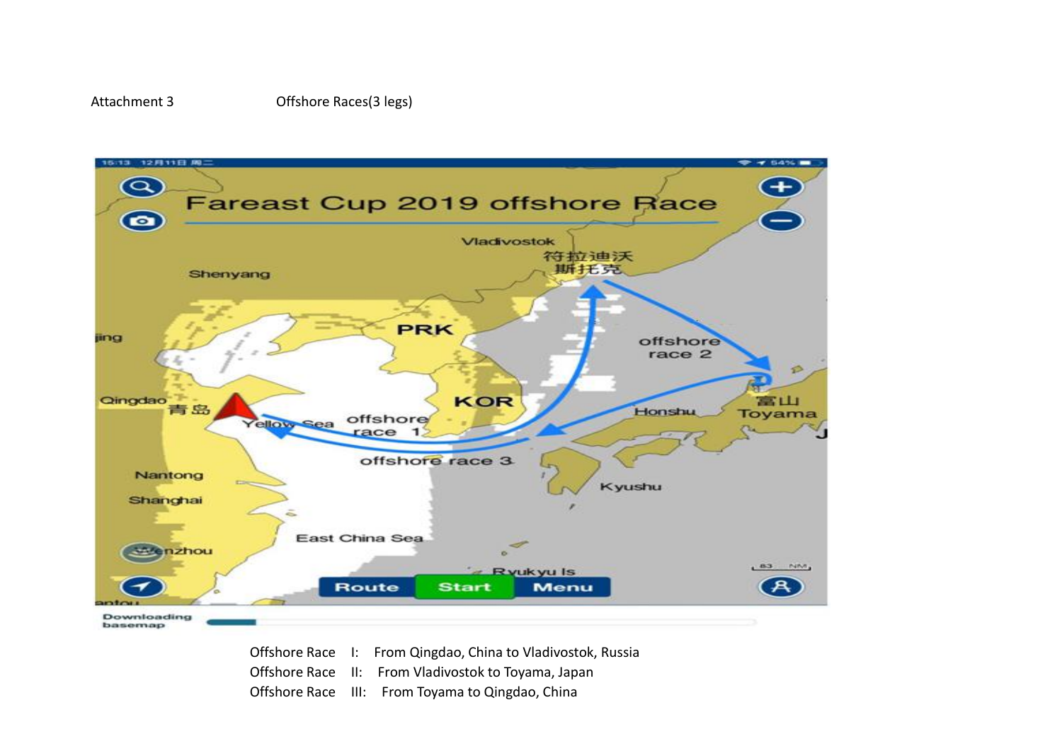Attachment 3 Offshore Races(3 legs)

Fareast Cup 2019 offshore Race

Vladivostok
符拉迪沃
斯托克

Shenyang

PRK

offshore
race 2

Qingdao
青岛

KOR

富山
Toyama

Honshu

Yellow Sea

offshore
race 1

offshore race 3

Nantong

Kyushu

Shanghai

East China Sea

Wenzhou

Ryukyu Is

Route Start Menu

Downloading
basemap

Offshore Race I: From Qingdao, China to Vladivostok, Russia
Offshore Race II: From Vladivostok to Toyama, Japan
Offshore Race III: From Toyama to Qingdao, China